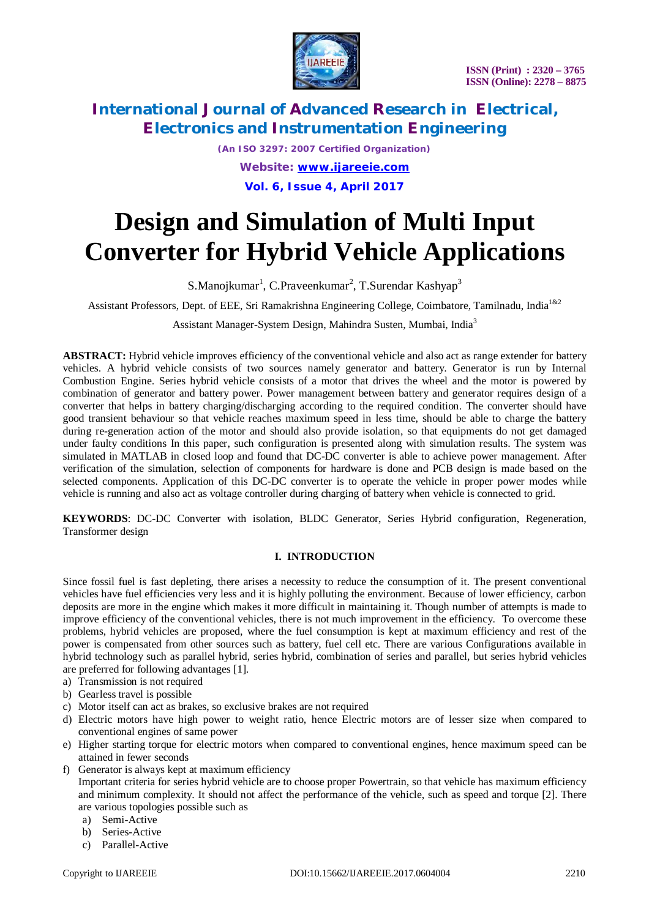# Design and Simulation of Multi Input Converter for Hybrid Vehicle Applications

S.Manojkumar[1], C.Praveenkumar[2], T.Surendar Kashyap[3]

Assistant Professors, Dept. of EEE, Sri Ramakrishna Engineering College, Coimbatore, Tamilnadu, India[1&2]

Assistant Manager-System Design, Mahindra Susten, Mumbai, India[3]

**ABSTRACT:** Hybrid vehicle improves efficiency of the conventional vehicle and also act as range extender for battery vehicles. A hybrid vehicle consists of two sources namely generator and battery. Generator is run by Internal Combustion Engine. Series hybrid vehicle consists of a motor that drives the wheel and the motor is powered by combination of generator and battery power. Power management between battery and generator requires design of a converter that helps in battery charging/discharging according to the required condition. The converter should have good transient behaviour so that vehicle reaches maximum speed in less time, should be able to charge the battery during re-generation action of the motor and should also provide isolation, so that equipments do not get damaged under faulty conditions In this paper, such configuration is presented along with simulation results. The system was simulated in MATLAB in closed loop and found that DC-DC converter is able to achieve power management. After verification of the simulation, selection of components for hardware is done and PCB design is made based on the selected components. Application of this DC-DC converter is to operate the vehicle in proper power modes while vehicle is running and also act as voltage controller during charging of battery when vehicle is connected to grid.

**KEYWORDS**: DC-DC Converter with isolation, BLDC Generator, Series Hybrid configuration, Regeneration, Transformer design

## I. INTRODUCTION

Since fossil fuel is fast depleting, there arises a necessity to reduce the consumption of it. The present conventional vehicles have fuel efficiencies very less and it is highly polluting the environment. Because of lower efficiency, carbon deposits are more in the engine which makes it more difficult in maintaining it. Though number of attempts is made to improve efficiency of the conventional vehicles, there is not much improvement in the efficiency. To overcome these problems, hybrid vehicles are proposed, where the fuel consumption is kept at maximum efficiency and rest of the power is compensated from other sources such as battery, fuel cell etc. There are various Configurations available in hybrid technology such as parallel hybrid, series hybrid, combination of series and parallel, but series hybrid vehicles are preferred for following advantages [1].

a) Transmission is not required
b) Gearless travel is possible
c) Motor itself can act as brakes, so exclusive brakes are not required
d) Electric motors have high power to weight ratio, hence Electric motors are of lesser size when compared to conventional engines of same power
e) Higher starting torque for electric motors when compared to conventional engines, hence maximum speed can be attained in fewer seconds
f) Generator is always kept at maximum efficiency

Important criteria for series hybrid vehicle are to choose proper Powertrain, so that vehicle has maximum efficiency and minimum complexity. It should not affect the performance of the vehicle, such as speed and torque [2]. There are various topologies possible such as

a) Semi-Active
b) Series-Active
c) Parallel-Active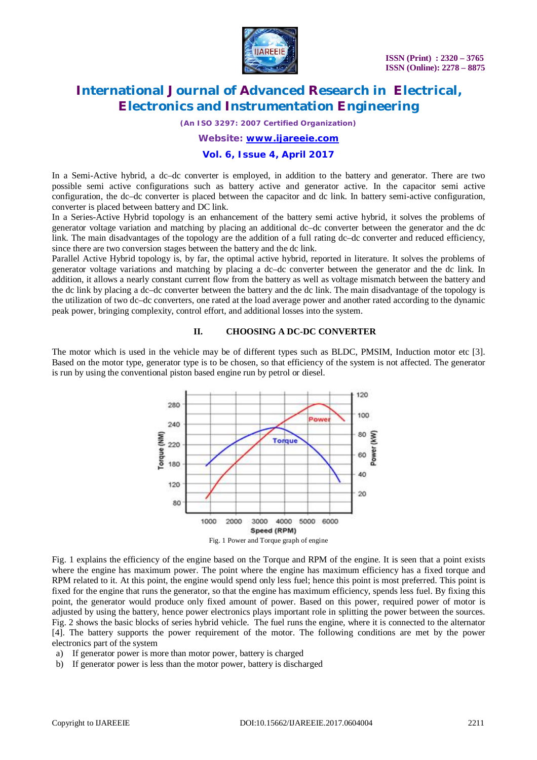In a Semi-Active hybrid, a dc–dc converter is employed, in addition to the battery and generator. There are two possible semi active configurations such as battery active and generator active. In the capacitor semi active configuration, the dc–dc converter is placed between the capacitor and dc link. In battery semi-active configuration, converter is placed between battery and DC link.

In a Series-Active Hybrid topology is an enhancement of the battery semi active hybrid, it solves the problems of generator voltage variation and matching by placing an additional dc–dc converter between the generator and the dc link. The main disadvantages of the topology are the addition of a full rating dc–dc converter and reduced efficiency, since there are two conversion stages between the battery and the dc link.

Parallel Active Hybrid topology is, by far, the optimal active hybrid, reported in literature. It solves the problems of generator voltage variations and matching by placing a dc–dc converter between the generator and the dc link. In addition, it allows a nearly constant current flow from the battery as well as voltage mismatch between the battery and the dc link by placing a dc–dc converter between the battery and the dc link. The main disadvantage of the topology is the utilization of two dc–dc converters, one rated at the load average power and another rated according to the dynamic peak power, bringing complexity, control effort, and additional losses into the system.

## II. CHOOSING A DC-DC CONVERTER

The motor which is used in the vehicle may be of different types such as BLDC, PMSIM, Induction motor etc [3]. Based on the motor type, generator type is to be chosen, so that efficiency of the system is not affected. The generator is run by using the conventional piston based engine run by petrol or diesel.

Fig. 1 Power and Torque graph of engine

Fig. 1 explains the efficiency of the engine based on the Torque and RPM of the engine. It is seen that a point exists where the engine has maximum power. The point where the engine has maximum efficiency has a fixed torque and RPM related to it. At this point, the engine would spend only less fuel; hence this point is most preferred. This point is fixed for the engine that runs the generator, so that the engine has maximum efficiency, spends less fuel. By fixing this point, the generator would produce only fixed amount of power. Based on this power, required power of motor is adjusted by using the battery, hence power electronics plays important role in splitting the power between the sources. Fig. 2 shows the basic blocks of series hybrid vehicle. The fuel runs the engine, where it is connected to the alternator [4]. The battery supports the power requirement of the motor. The following conditions are met by the power electronics part of the system

a) If generator power is more than motor power, battery is charged
b) If generator power is less than the motor power, battery is discharged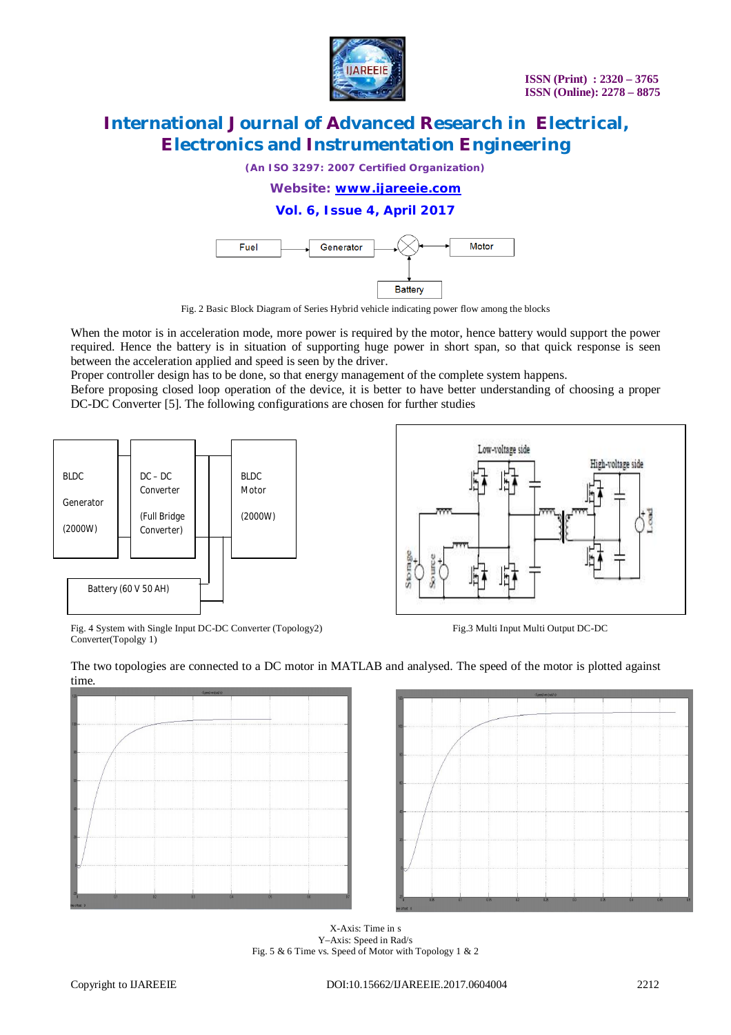Fig. 2 Basic Block Diagram of Series Hybrid vehicle indicating power flow among the blocks

When the motor is in acceleration mode, more power is required by the motor, hence battery would support the power required. Hence the battery is in situation of supporting huge power in short span, so that quick response is seen between the acceleration applied and speed is seen by the driver.

Proper controller design has to be done, so that energy management of the complete system happens.

Before proposing closed loop operation of the device, it is better to have better understanding of choosing a proper DC-DC Converter [5]. The following configurations are chosen for further studies

Fig. 4 System with Single Input DC-DC Converter (Topology2)

Fig.3 Multi Input Multi Output DC-DC Converter(Topolgy 1)

The two topologies are connected to a DC motor in MATLAB and analysed. The speed of the motor is plotted against time.

X-Axis: Time in s

Y–Axis: Speed in Rad/s

Fig. 5 & 6 Time vs. Speed of Motor with Topology 1 & 2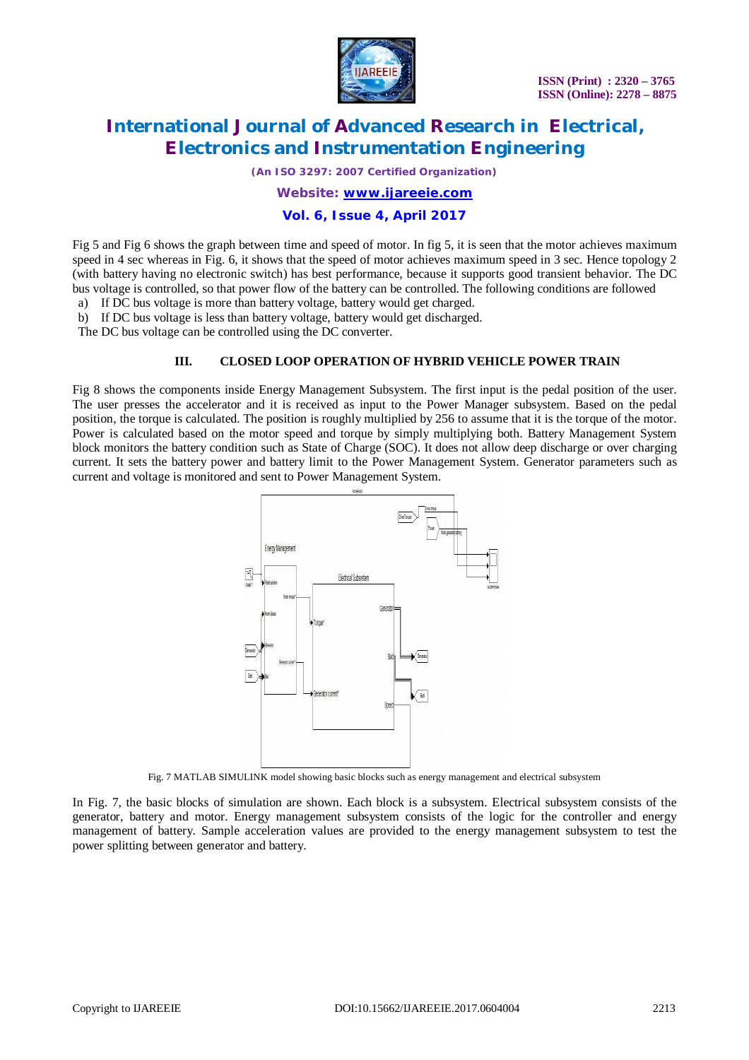Fig 5 and Fig 6 shows the graph between time and speed of motor. In fig 5, it is seen that the motor achieves maximum speed in 4 sec whereas in Fig. 6, it shows that the speed of motor achieves maximum speed in 3 sec. Hence topology 2 (with battery having no electronic switch) has best performance, because it supports good transient behavior. The DC bus voltage is controlled, so that power flow of the battery can be controlled. The following conditions are followed

a) If DC bus voltage is more than battery voltage, battery would get charged.
b) If DC bus voltage is less than battery voltage, battery would get discharged.

The DC bus voltage can be controlled using the DC converter.

## III. CLOSED LOOP OPERATION OF HYBRID VEHICLE POWER TRAIN

Fig 8 shows the components inside Energy Management Subsystem. The first input is the pedal position of the user. The user presses the accelerator and it is received as input to the Power Manager subsystem. Based on the pedal position, the torque is calculated. The position is roughly multiplied by 256 to assume that it is the torque of the motor. Power is calculated based on the motor speed and torque by simply multiplying both. Battery Management System block monitors the battery condition such as State of Charge (SOC). It does not allow deep discharge or over charging current. It sets the battery power and battery limit to the Power Management System. Generator parameters such as current and voltage is monitored and sent to Power Management System.

Fig. 7 MATLAB SIMULINK model showing basic blocks such as energy management and electrical subsystem

In Fig. 7, the basic blocks of simulation are shown. Each block is a subsystem. Electrical subsystem consists of the generator, battery and motor. Energy management subsystem consists of the logic for the controller and energy management of battery. Sample acceleration values are provided to the energy management subsystem to test the power splitting between generator and battery.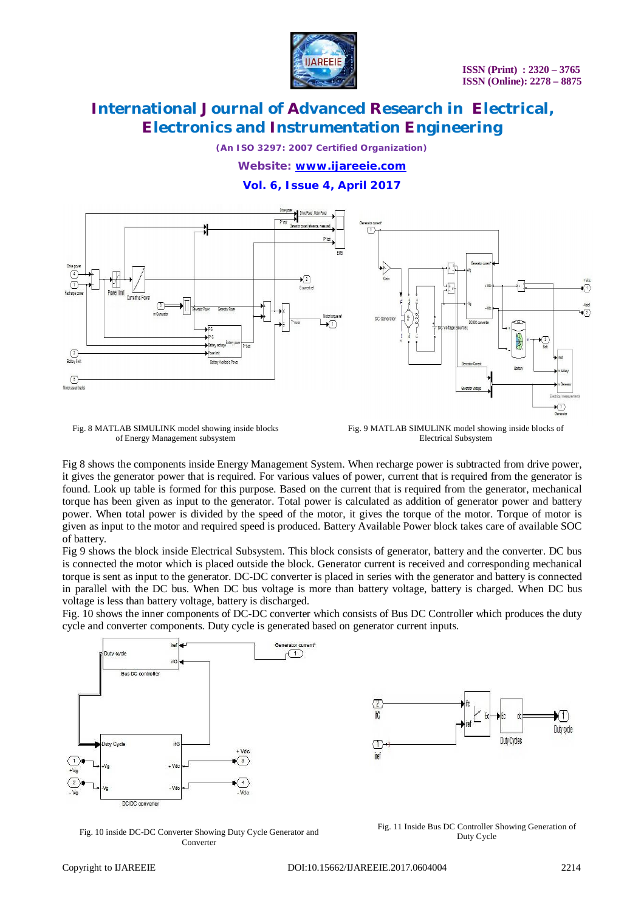Fig. 8 MATLAB SIMULINK model showing inside blocks of Energy Management subsystem

Fig. 9 MATLAB SIMULINK model showing inside blocks of Electrical Subsystem

Fig 8 shows the components inside Energy Management System. When recharge power is subtracted from drive power, it gives the generator power that is required. For various values of power, current that is required from the generator is found. Look up table is formed for this purpose. Based on the current that is required from the generator, mechanical torque has been given as input to the generator. Total power is calculated as addition of generator power and battery power. When total power is divided by the speed of the motor, it gives the torque of the motor. Torque of motor is given as input to the motor and required speed is produced. Battery Available Power block takes care of available SOC of battery.

Fig 9 shows the block inside Electrical Subsystem. This block consists of generator, battery and the converter. DC bus is connected the motor which is placed outside the block. Generator current is received and corresponding mechanical torque is sent as input to the generator. DC-DC converter is placed in series with the generator and battery is connected in parallel with the DC bus. When DC bus voltage is more than battery voltage, battery is charged. When DC bus voltage is less than battery voltage, battery is discharged.

Fig. 10 shows the inner components of DC-DC converter which consists of Bus DC Controller which produces the duty cycle and converter components. Duty cycle is generated based on generator current inputs.

Fig. 10 inside DC-DC Converter Showing Duty Cycle Generator and Converter

Fig. 11 Inside Bus DC Controller Showing Generation of Duty Cycle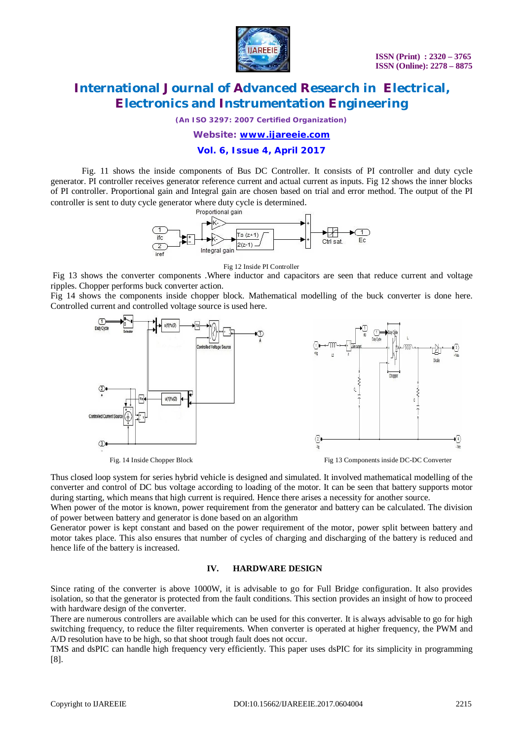Fig. 11 shows the inside components of Bus DC Controller. It consists of PI controller and duty cycle generator. PI controller receives generator reference current and actual current as inputs. Fig 12 shows the inner blocks of PI controller. Proportional gain and Integral gain are chosen based on trial and error method. The output of the PI controller is sent to duty cycle generator where duty cycle is determined.

Fig 12 Inside PI Controller

Fig 13 shows the converter components .Where inductor and capacitors are seen that reduce current and voltage ripples. Chopper performs buck converter action.

Fig 14 shows the components inside chopper block. Mathematical modelling of the buck converter is done here. Controlled current and controlled voltage source is used here.

Fig. 14 Inside Chopper Block

Fig 13 Components inside DC-DC Converter

Thus closed loop system for series hybrid vehicle is designed and simulated. It involved mathematical modelling of the converter and control of DC bus voltage according to loading of the motor. It can be seen that battery supports motor during starting, which means that high current is required. Hence there arises a necessity for another source.

When power of the motor is known, power requirement from the generator and battery can be calculated. The division of power between battery and generator is done based on an algorithm

Generator power is kept constant and based on the power requirement of the motor, power split between battery and motor takes place. This also ensures that number of cycles of charging and discharging of the battery is reduced and hence life of the battery is increased.

## IV. HARDWARE DESIGN

Since rating of the converter is above 1000W, it is advisable to go for Full Bridge configuration. It also provides isolation, so that the generator is protected from the fault conditions. This section provides an insight of how to proceed with hardware design of the converter.

There are numerous controllers are available which can be used for this converter. It is always advisable to go for high switching frequency, to reduce the filter requirements. When converter is operated at higher frequency, the PWM and A/D resolution have to be high, so that shoot trough fault does not occur.

TMS and dsPIC can handle high frequency very efficiently. This paper uses dsPIC for its simplicity in programming [8].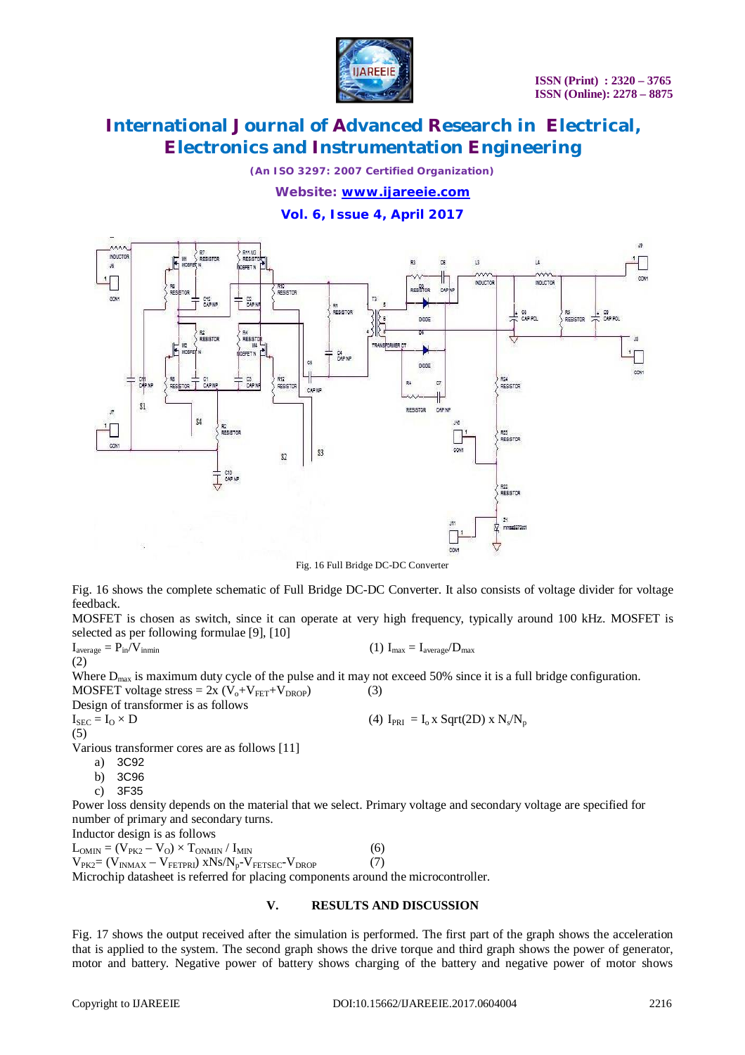Fig. 16 Full Bridge DC-DC Converter

Fig. 16 shows the complete schematic of Full Bridge DC-DC Converter. It also consists of voltage divider for voltage feedback.

MOSFET is chosen as switch, since it can operate at very high frequency, typically around 100 kHz. MOSFET is selected as per following formulae [9], [10]

$I_{average} = P_{in}/V_{inmin}$ (1) $I_{max} = I_{average}/D_{max}$ (2)

Where $D_{max}$ is maximum duty cycle of the pulse and it may not exceed 50% since it is a full bridge configuration.

MOSFET voltage stress = $2x\ (V_o+V_{FET}+V_{DROP})$ (3)

Design of transformer is as follows

$I_{SEC} = I_O \times D$ (4) $I_{PRI} = I_o \text{ x Sqrt}(2D) \text{ x } N_s/N_p$ (5)

Various transformer cores are as follows [11]

a) 3C92
b) 3C96
c) 3F35

Power loss density depends on the material that we select. Primary voltage and secondary voltage are specified for number of primary and secondary turns.

Inductor design is as follows

$L_{OMIN} = (V_{PK2} - V_O) \times T_{ONMIN} / I_{MIN}$ (6)

$V_{PK2} = (V_{INMAX} - V_{FETPRI}) \text{ x} Ns/N_p\text{-}V_{FETSEC}\text{-}V_{DROP}$ (7)

Microchip datasheet is referred for placing components around the microcontroller.

## V. RESULTS AND DISCUSSION

Fig. 17 shows the output received after the simulation is performed. The first part of the graph shows the acceleration that is applied to the system. The second graph shows the drive torque and third graph shows the power of generator, motor and battery. Negative power of battery shows charging of the battery and negative power of motor shows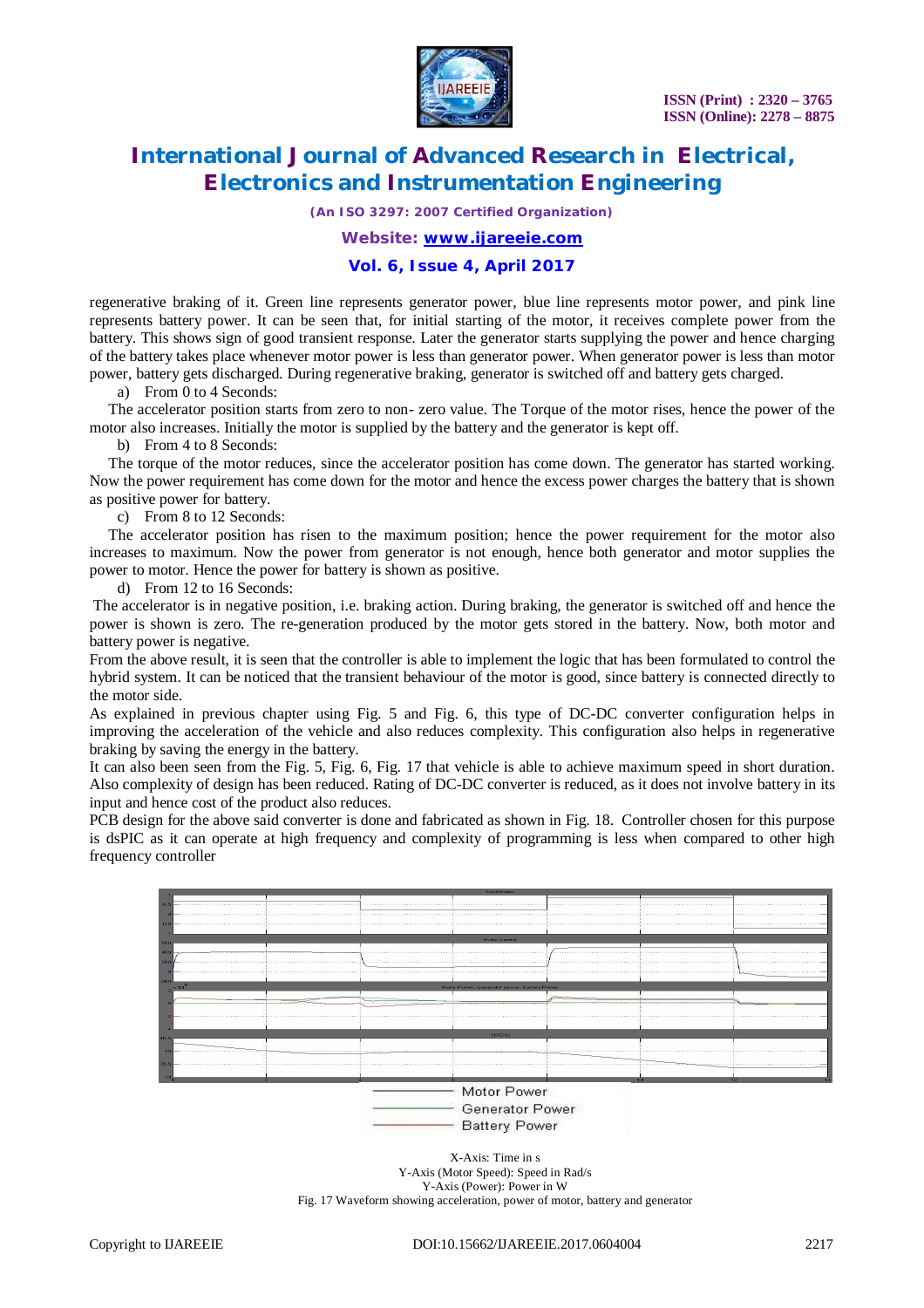regenerative braking of it. Green line represents generator power, blue line represents motor power, and pink line represents battery power. It can be seen that, for initial starting of the motor, it receives complete power from the battery. This shows sign of good transient response. Later the generator starts supplying the power and hence charging of the battery takes place whenever motor power is less than generator power. When generator power is less than motor power, battery gets discharged. During regenerative braking, generator is switched off and battery gets charged.

a) From 0 to 4 Seconds:

The accelerator position starts from zero to non- zero value. The Torque of the motor rises, hence the power of the motor also increases. Initially the motor is supplied by the battery and the generator is kept off.

b) From 4 to 8 Seconds:

The torque of the motor reduces, since the accelerator position has come down. The generator has started working. Now the power requirement has come down for the motor and hence the excess power charges the battery that is shown as positive power for battery.

c) From 8 to 12 Seconds:

The accelerator position has risen to the maximum position; hence the power requirement for the motor also increases to maximum. Now the power from generator is not enough, hence both generator and motor supplies the power to motor. Hence the power for battery is shown as positive.

d) From 12 to 16 Seconds:

The accelerator is in negative position, i.e. braking action. During braking, the generator is switched off and hence the power is shown is zero. The re-generation produced by the motor gets stored in the battery. Now, both motor and battery power is negative.

From the above result, it is seen that the controller is able to implement the logic that has been formulated to control the hybrid system. It can be noticed that the transient behaviour of the motor is good, since battery is connected directly to the motor side.

As explained in previous chapter using Fig. 5 and Fig. 6, this type of DC-DC converter configuration helps in improving the acceleration of the vehicle and also reduces complexity. This configuration also helps in regenerative braking by saving the energy in the battery.

It can also been seen from the Fig. 5, Fig. 6, Fig. 17 that vehicle is able to achieve maximum speed in short duration. Also complexity of design has been reduced. Rating of DC-DC converter is reduced, as it does not involve battery in its input and hence cost of the product also reduces.

PCB design for the above said converter is done and fabricated as shown in Fig. 18. Controller chosen for this purpose is dsPIC as it can operate at high frequency and complexity of programming is less when compared to other high frequency controller

X-Axis: Time in s

Y-Axis (Motor Speed): Speed in Rad/s

Y-Axis (Power): Power in W

Fig. 17 Waveform showing acceleration, power of motor, battery and generator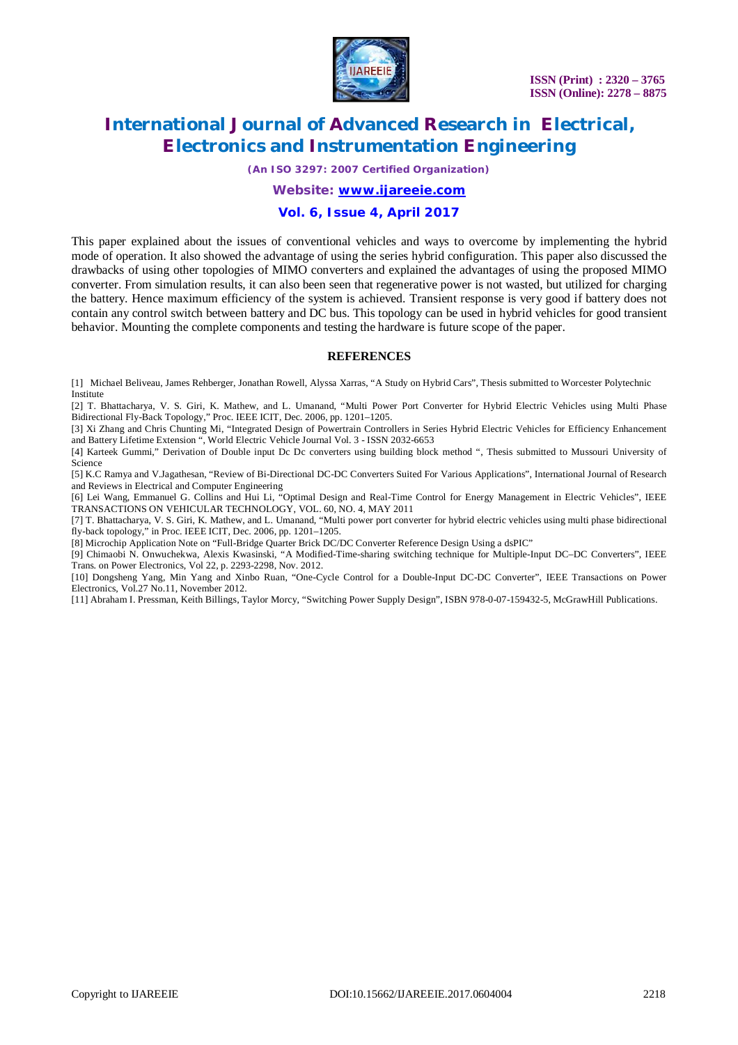This paper explained about the issues of conventional vehicles and ways to overcome by implementing the hybrid mode of operation. It also showed the advantage of using the series hybrid configuration. This paper also discussed the drawbacks of using other topologies of MIMO converters and explained the advantages of using the proposed MIMO converter. From simulation results, it can also been seen that regenerative power is not wasted, but utilized for charging the battery. Hence maximum efficiency of the system is achieved. Transient response is very good if battery does not contain any control switch between battery and DC bus. This topology can be used in hybrid vehicles for good transient behavior. Mounting the complete components and testing the hardware is future scope of the paper.

## REFERENCES

[1] Michael Beliveau, James Rehberger, Jonathan Rowell, Alyssa Xarras, "A Study on Hybrid Cars", Thesis submitted to Worcester Polytechnic Institute

[2] T. Bhattacharya, V. S. Giri, K. Mathew, and L. Umanand, "Multi Power Port Converter for Hybrid Electric Vehicles using Multi Phase Bidirectional Fly-Back Topology," Proc. IEEE ICIT, Dec. 2006, pp. 1201–1205.

[3] Xi Zhang and Chris Chunting Mi, "Integrated Design of Powertrain Controllers in Series Hybrid Electric Vehicles for Efficiency Enhancement and Battery Lifetime Extension ", World Electric Vehicle Journal Vol. 3 - ISSN 2032-6653

[4] Karteek Gummi," Derivation of Double input Dc Dc converters using building block method ", Thesis submitted to Mussouri University of Science

[5] K.C Ramya and V.Jagathesan, "Review of Bi-Directional DC-DC Converters Suited For Various Applications", International Journal of Research and Reviews in Electrical and Computer Engineering

[6] Lei Wang, Emmanuel G. Collins and Hui Li, "Optimal Design and Real-Time Control for Energy Management in Electric Vehicles", IEEE TRANSACTIONS ON VEHICULAR TECHNOLOGY, VOL. 60, NO. 4, MAY 2011

[7] T. Bhattacharya, V. S. Giri, K. Mathew, and L. Umanand, "Multi power port converter for hybrid electric vehicles using multi phase bidirectional fly-back topology," in Proc. IEEE ICIT, Dec. 2006, pp. 1201–1205.

[8] Microchip Application Note on "Full-Bridge Quarter Brick DC/DC Converter Reference Design Using a dsPIC"

[9] Chimaobi N. Onwuchekwa, Alexis Kwasinski, "A Modified-Time-sharing switching technique for Multiple-Input DC–DC Converters", IEEE Trans. on Power Electronics, Vol 22, p. 2293-2298, Nov. 2012.

[10] Dongsheng Yang, Min Yang and Xinbo Ruan, "One-Cycle Control for a Double-Input DC-DC Converter", IEEE Transactions on Power Electronics, Vol.27 No.11, November 2012.

[11] Abraham I. Pressman, Keith Billings, Taylor Morcy, "Switching Power Supply Design", ISBN 978-0-07-159432-5, McGrawHill Publications.